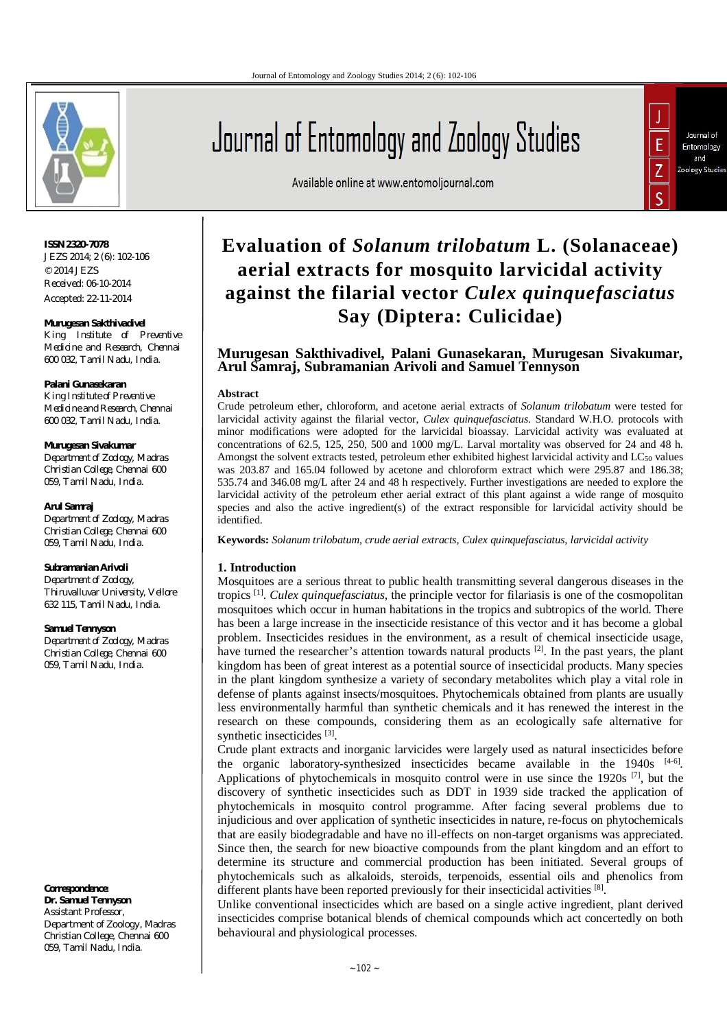# Evaluation of *Solanum trilobatum* L. (Solanaceae) aerial extracts for mosquito larvicidal activity against the filarial vector *Culex quinquefasciatus* Say (Diptera: Culicidae)

**Murugesan Sakthivadivel, Palani Gunasekaran, Murugesan Sivakumar, Arul Samraj, Subramanian Arivoli and Samuel Tennyson**

ISSN 2320-7078
JEZS 2014; 2 (6): 102-106
© 2014 JEZS
Received: 06-10-2014
Accepted: 22-11-2014

**Murugesan Sakthivadivel**
King Institute of Preventive Medicine and Research, Chennai 600 032, Tamil Nadu, India.

**Palani Gunasekaran**
King Institute of Preventive Medicine and Research, Chennai 600 032, Tamil Nadu, India.

**Murugesan Sivakumar**
Department of Zoology, Madras Christian College, Chennai 600 059, Tamil Nadu, India.

**Arul Samraj**
Department of Zoology, Madras Christian College, Chennai 600 059, Tamil Nadu, India.

**Subramanian Arivoli**
Department of Zoology, Thiruvalluvar University, Vellore 632 115, Tamil Nadu, India.

**Samuel Tennyson**
Department of Zoology, Madras Christian College, Chennai 600 059, Tamil Nadu, India.

**Correspondence:**
**Dr. Samuel Tennyson**
Assistant Professor,
Department of Zoology, Madras Christian College, Chennai 600 059, Tamil Nadu, India.

### Abstract

Crude petroleum ether, chloroform, and acetone aerial extracts of *Solanum trilobatum* were tested for larvicidal activity against the filarial vector, *Culex quinquefasciatus*. Standard W.H.O. protocols with minor modifications were adopted for the larvicidal bioassay. Larvicidal activity was evaluated at concentrations of 62.5, 125, 250, 500 and 1000 mg/L. Larval mortality was observed for 24 and 48 h. Amongst the solvent extracts tested, petroleum ether exhibited highest larvicidal activity and $LC_{50}$ values was 203.87 and 165.04 followed by acetone and chloroform extract which were 295.87 and 186.38; 535.74 and 346.08 mg/L after 24 and 48 h respectively. Further investigations are needed to explore the larvicidal activity of the petroleum ether aerial extract of this plant against a wide range of mosquito species and also the active ingredient(s) of the extract responsible for larvicidal activity should be identified.

**Keywords:** *Solanum trilobatum, crude aerial extracts, Culex quinquefasciatus, larvicidal activity*

## 1. Introduction

Mosquitoes are a serious threat to public health transmitting several dangerous diseases in the tropics [1]. *Culex quinquefasciatus*, the principle vector for filariasis is one of the cosmopolitan mosquitoes which occur in human habitations in the tropics and subtropics of the world. There has been a large increase in the insecticide resistance of this vector and it has become a global problem. Insecticides residues in the environment, as a result of chemical insecticide usage, have turned the researcher's attention towards natural products [2]. In the past years, the plant kingdom has been of great interest as a potential source of insecticidal products. Many species in the plant kingdom synthesize a variety of secondary metabolites which play a vital role in defense of plants against insects/mosquitoes. Phytochemicals obtained from plants are usually less environmentally harmful than synthetic chemicals and it has renewed the interest in the research on these compounds, considering them as an ecologically safe alternative for synthetic insecticides [3].

Crude plant extracts and inorganic larvicides were largely used as natural insecticides before the organic laboratory-synthesized insecticides became available in the 1940s [4-6]. Applications of phytochemicals in mosquito control were in use since the 1920s [7], but the discovery of synthetic insecticides such as DDT in 1939 side tracked the application of phytochemicals in mosquito control programme. After facing several problems due to injudicious and over application of synthetic insecticides in nature, re-focus on phytochemicals that are easily biodegradable and have no ill-effects on non-target organisms was appreciated. Since then, the search for new bioactive compounds from the plant kingdom and an effort to determine its structure and commercial production has been initiated. Several groups of phytochemicals such as alkaloids, steroids, terpenoids, essential oils and phenolics from different plants have been reported previously for their insecticidal activities [8].

Unlike conventional insecticides which are based on a single active ingredient, plant derived insecticides comprise botanical blends of chemical compounds which act concertedly on both behavioural and physiological processes.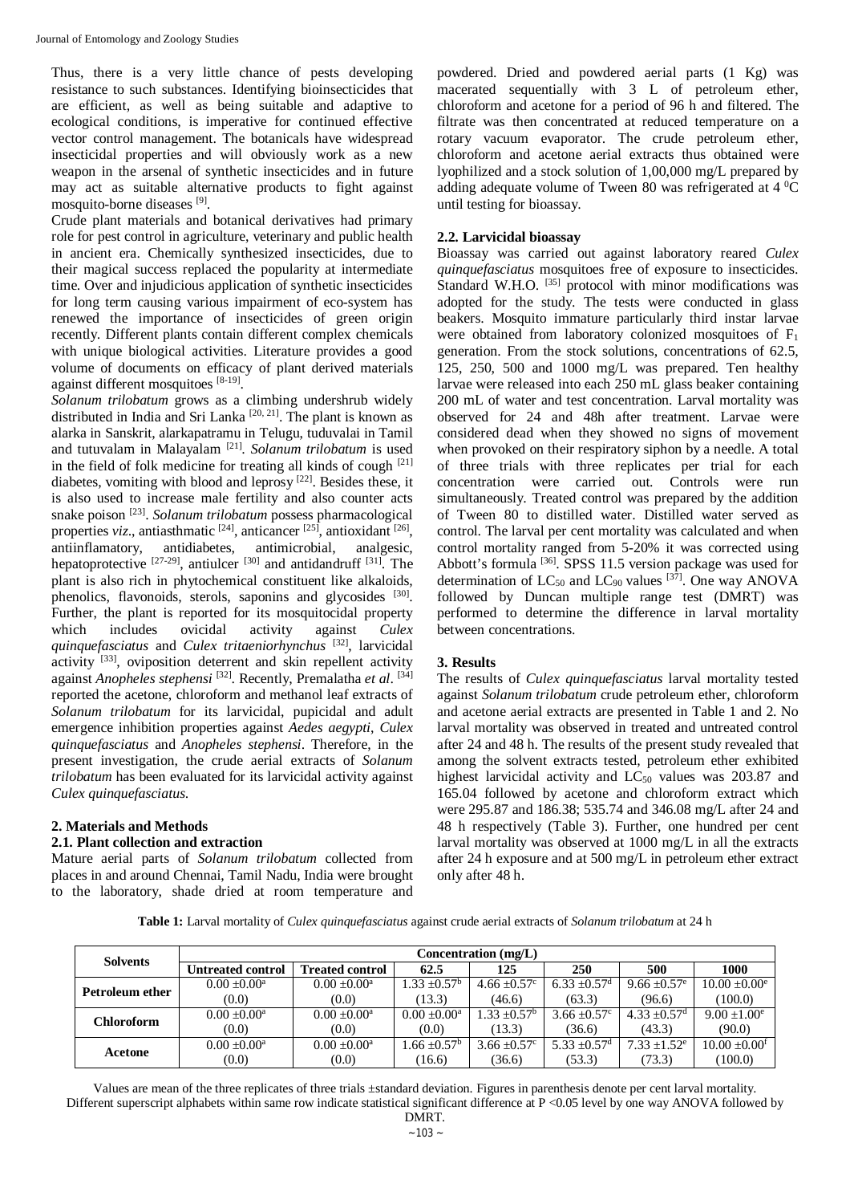Thus, there is a very little chance of pests developing resistance to such substances. Identifying bioinsecticides that are efficient, as well as being suitable and adaptive to ecological conditions, is imperative for continued effective vector control management. The botanicals have widespread insecticidal properties and will obviously work as a new weapon in the arsenal of synthetic insecticides and in future may act as suitable alternative products to fight against mosquito-borne diseases [9].

Crude plant materials and botanical derivatives had primary role for pest control in agriculture, veterinary and public health in ancient era. Chemically synthesized insecticides, due to their magical success replaced the popularity at intermediate time. Over and injudicious application of synthetic insecticides for long term causing various impairment of eco-system has renewed the importance of insecticides of green origin recently. Different plants contain different complex chemicals with unique biological activities. Literature provides a good volume of documents on efficacy of plant derived materials against different mosquitoes [8-19].

*Solanum trilobatum* grows as a climbing undershrub widely distributed in India and Sri Lanka [20, 21]. The plant is known as alarka in Sanskrit, alarkapatramu in Telugu, tuduvalai in Tamil and tutuvalam in Malayalam [21]. *Solanum trilobatum* is used in the field of folk medicine for treating all kinds of cough [21] diabetes, vomiting with blood and leprosy [22]. Besides these, it is also used to increase male fertility and also counter acts snake poison [23]. *Solanum trilobatum* possess pharmacological properties *viz*., antiasthmatic [24], anticancer [25], antioxidant [26], antiinflamatory, antidiabetes, antimicrobial, analgesic, hepatoprotective [27-29], antiulcer [30] and antidandruff [31]. The plant is also rich in phytochemical constituent like alkaloids, phenolics, flavonoids, sterols, saponins and glycosides [30]. Further, the plant is reported for its mosquitocidal property which includes ovicidal activity against *Culex quinquefasciatus* and *Culex tritaeniorhynchus* [32], larvicidal activity [33], oviposition deterrent and skin repellent activity against *Anopheles stephensi* [32]. Recently, Premalatha *et al*. [34] reported the acetone, chloroform and methanol leaf extracts of *Solanum trilobatum* for its larvicidal, pupicidal and adult emergence inhibition properties against *Aedes aegypti*, *Culex quinquefasciatus* and *Anopheles stephensi*. Therefore, in the present investigation, the crude aerial extracts of *Solanum trilobatum* has been evaluated for its larvicidal activity against *Culex quinquefasciatus*.

## 2. Materials and Methods

### 2.1. Plant collection and extraction

Mature aerial parts of *Solanum trilobatum* collected from places in and around Chennai, Tamil Nadu, India were brought to the laboratory, shade dried at room temperature and powdered. Dried and powdered aerial parts (1 Kg) was macerated sequentially with 3 L of petroleum ether, chloroform and acetone for a period of 96 h and filtered. The filtrate was then concentrated at reduced temperature on a rotary vacuum evaporator. The crude petroleum ether, chloroform and acetone aerial extracts thus obtained were lyophilized and a stock solution of 1,00,000 mg/L prepared by adding adequate volume of Tween 80 was refrigerated at 4 $^0$C until testing for bioassay.

### 2.2. Larvicidal bioassay

Bioassay was carried out against laboratory reared *Culex quinquefasciatus* mosquitoes free of exposure to insecticides. Standard W.H.O. [35] protocol with minor modifications was adopted for the study. The tests were conducted in glass beakers. Mosquito immature particularly third instar larvae were obtained from laboratory colonized mosquitoes of $F_1$ generation. From the stock solutions, concentrations of 62.5, 125, 250, 500 and 1000 mg/L was prepared. Ten healthy larvae were released into each 250 mL glass beaker containing 200 mL of water and test concentration. Larval mortality was observed for 24 and 48h after treatment. Larvae were considered dead when they showed no signs of movement when provoked on their respiratory siphon by a needle. A total of three trials with three replicates per trial for each concentration were carried out. Controls were run simultaneously. Treated control was prepared by the addition of Tween 80 to distilled water. Distilled water served as control. The larval per cent mortality was calculated and when control mortality ranged from 5-20% it was corrected using Abbott's formula [36]. SPSS 11.5 version package was used for determination of $LC_{50}$ and $LC_{90}$ values [37]. One way ANOVA followed by Duncan multiple range test (DMRT) was performed to determine the difference in larval mortality between concentrations.

## 3. Results

The results of *Culex quinquefasciatus* larval mortality tested against *Solanum trilobatum* crude petroleum ether, chloroform and acetone aerial extracts are presented in Table 1 and 2. No larval mortality was observed in treated and untreated control after 24 and 48 h. The results of the present study revealed that among the solvent extracts tested, petroleum ether exhibited highest larvicidal activity and $LC_{50}$ values was 203.87 and 165.04 followed by acetone and chloroform extract which were 295.87 and 186.38; 535.74 and 346.08 mg/L after 24 and 48 h respectively (Table 3). Further, one hundred per cent larval mortality was observed at 1000 mg/L in all the extracts after 24 h exposure and at 500 mg/L in petroleum ether extract only after 48 h.

**Table 1:** Larval mortality of *Culex quinquefasciatus* against crude aerial extracts of *Solanum trilobatum* at 24 h

| Solvents | Concentration (mg/L) | | | | | | |
|---|---|---|---|---|---|---|---|
| | Untreated control | Treated control | 62.5 | 125 | 250 | 500 | 1000 |
| Petroleum ether | 0.00 ±0.00$^a$ (0.0) | 0.00 ±0.00$^a$ (0.0) | 1.33 ±0.57$^b$ (13.3) | 4.66 ±0.57$^c$ (46.6) | 6.33 ±0.57$^d$ (63.3) | 9.66 ±0.57$^e$ (96.6) | 10.00 ±0.00$^e$ (100.0) |
| Chloroform | 0.00 ±0.00$^a$ (0.0) | 0.00 ±0.00$^a$ (0.0) | 0.00 ±0.00$^a$ (0.0) | 1.33 ±0.57$^b$ (13.3) | 3.66 ±0.57$^c$ (36.6) | 4.33 ±0.57$^d$ (43.3) | 9.00 ±1.00$^e$ (90.0) |
| Acetone | 0.00 ±0.00$^a$ (0.0) | 0.00 ±0.00$^a$ (0.0) | 1.66 ±0.57$^b$ (16.6) | 3.66 ±0.57$^c$ (36.6) | 5.33 ±0.57$^d$ (53.3) | 7.33 ±1.52$^e$ (73.3) | 10.00 ±0.00$^f$ (100.0) |

Values are mean of the three replicates of three trials ±standard deviation. Figures in parenthesis denote per cent larval mortality. Different superscript alphabets within same row indicate statistical significant difference at $P < 0.05$ level by one way ANOVA followed by DMRT.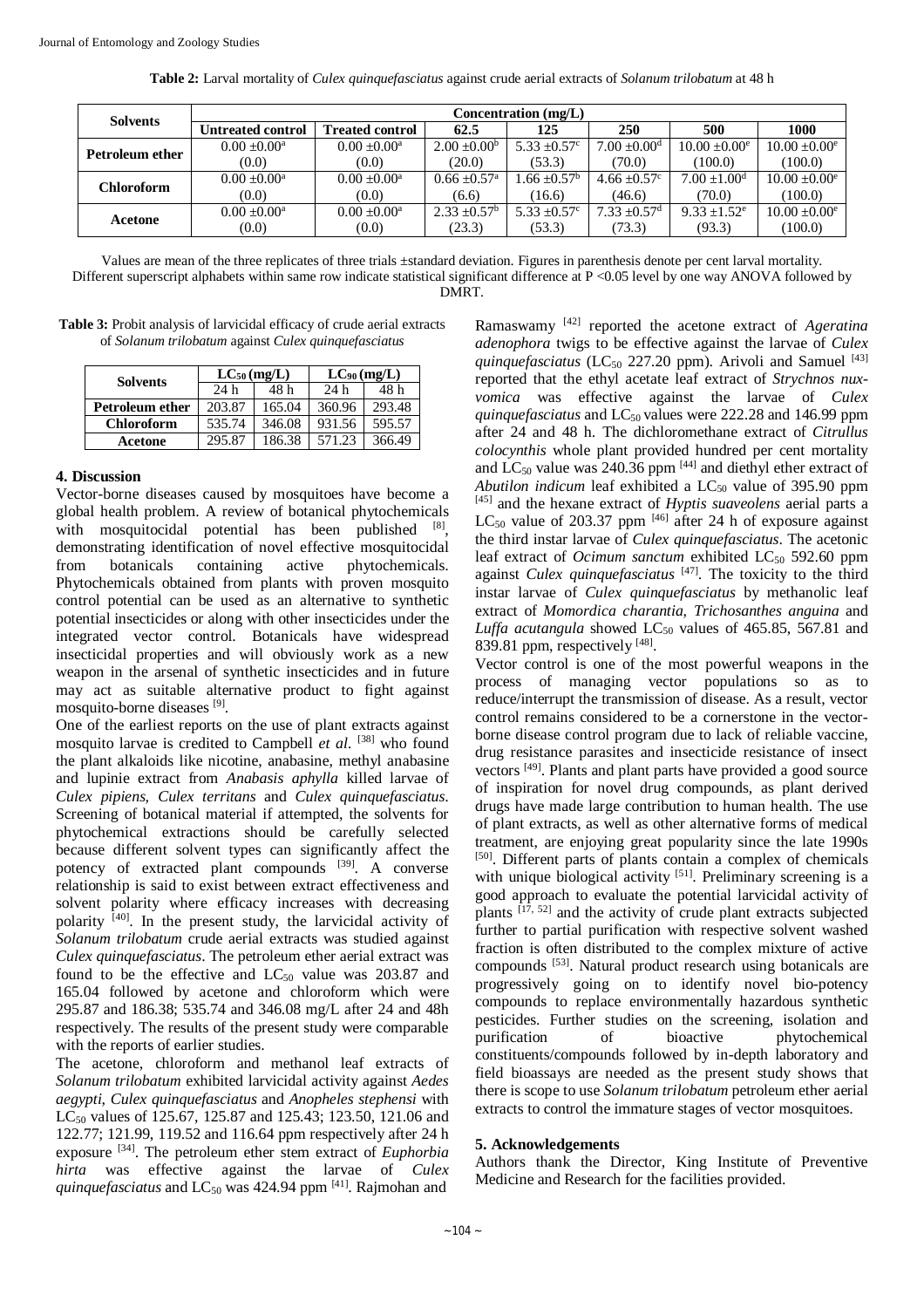**Table 2:** Larval mortality of *Culex quinquefasciatus* against crude aerial extracts of *Solanum trilobatum* at 48 h

| Solvents | Concentration (mg/L) | | | | | | |
|---|---|---|---|---|---|---|---|
| | Untreated control | Treated control | 62.5 | 125 | 250 | 500 | 1000 |
| **Petroleum ether** | $0.00 \pm 0.00^{a}$ (0.0) | $0.00 \pm 0.00^{a}$ (0.0) | $2.00 \pm 0.00^{b}$ (20.0) | $5.33 \pm 0.57^{c}$ (53.3) | $7.00 \pm 0.00^{d}$ (70.0) | $10.00 \pm 0.00^{e}$ (100.0) | $10.00 \pm 0.00^{e}$ (100.0) |
| **Chloroform** | $0.00 \pm 0.00^{a}$ (0.0) | $0.00 \pm 0.00^{a}$ (0.0) | $0.66 \pm 0.57^{a}$ (6.6) | $1.66 \pm 0.57^{b}$ (16.6) | $4.66 \pm 0.57^{c}$ (46.6) | $7.00 \pm 1.00^{d}$ (70.0) | $10.00 \pm 0.00^{e}$ (100.0) |
| **Acetone** | $0.00 \pm 0.00^{a}$ (0.0) | $0.00 \pm 0.00^{a}$ (0.0) | $2.33 \pm 0.57^{b}$ (23.3) | $5.33 \pm 0.57^{c}$ (53.3) | $7.33 \pm 0.57^{d}$ (73.3) | $9.33 \pm 1.52^{e}$ (93.3) | $10.00 \pm 0.00^{e}$ (100.0) |

Values are mean of the three replicates of three trials ±standard deviation. Figures in parenthesis denote per cent larval mortality. Different superscript alphabets within same row indicate statistical significant difference at $P < 0.05$ level by one way ANOVA followed by DMRT.

**Table 3:** Probit analysis of larvicidal efficacy of crude aerial extracts of *Solanum trilobatum* against *Culex quinquefasciatus*

| Solvents | $LC_{50}$ (mg/L) | | $LC_{90}$ (mg/L) | |
|---|---|---|---|---|
| | 24 h | 48 h | 24 h | 48 h |
| **Petroleum ether** | 203.87 | 165.04 | 360.96 | 293.48 |
| **Chloroform** | 535.74 | 346.08 | 931.56 | 595.57 |
| **Acetone** | 295.87 | 186.38 | 571.23 | 366.49 |

## 4. Discussion

Vector-borne diseases caused by mosquitoes have become a global health problem. A review of botanical phytochemicals with mosquitocidal potential has been published [8], demonstrating identification of novel effective mosquitocidal from botanicals containing active phytochemicals. Phytochemicals obtained from plants with proven mosquito control potential can be used as an alternative to synthetic potential insecticides or along with other insecticides under the integrated vector control. Botanicals have widespread insecticidal properties and will obviously work as a new weapon in the arsenal of synthetic insecticides and in future may act as suitable alternative product to fight against mosquito-borne diseases [9].

One of the earliest reports on the use of plant extracts against mosquito larvae is credited to Campbell *et al*. [38] who found the plant alkaloids like nicotine, anabasine, methyl anabasine and lupinie extract from *Anabasis aphylla* killed larvae of *Culex pipiens*, *Culex territans* and *Culex quinquefasciatus*. Screening of botanical material if attempted, the solvents for phytochemical extractions should be carefully selected because different solvent types can significantly affect the potency of extracted plant compounds [39]. A converse relationship is said to exist between extract effectiveness and solvent polarity where efficacy increases with decreasing polarity [40]. In the present study, the larvicidal activity of *Solanum trilobatum* crude aerial extracts was studied against *Culex quinquefasciatus*. The petroleum ether aerial extract was found to be the effective and $LC_{50}$ value was 203.87 and 165.04 followed by acetone and chloroform which were 295.87 and 186.38; 535.74 and 346.08 mg/L after 24 and 48h respectively. The results of the present study were comparable with the reports of earlier studies.

The acetone, chloroform and methanol leaf extracts of *Solanum trilobatum* exhibited larvicidal activity against *Aedes aegypti*, *Culex quinquefasciatus* and *Anopheles stephensi* with $LC_{50}$ values of 125.67, 125.87 and 125.43; 123.50, 121.06 and 122.77; 121.99, 119.52 and 116.64 ppm respectively after 24 h exposure [34]. The petroleum ether stem extract of *Euphorbia hirta* was effective against the larvae of *Culex quinquefasciatus* and $LC_{50}$ was 424.94 ppm [41]. Rajmohan and Ramaswamy [42] reported the acetone extract of *Ageratina adenophora* twigs to be effective against the larvae of *Culex quinquefasciatus* ($LC_{50}$ 227.20 ppm). Arivoli and Samuel [43] reported that the ethyl acetate leaf extract of *Strychnos nux-vomica* was effective against the larvae of *Culex quinquefasciatus* and $LC_{50}$ values were 222.28 and 146.99 ppm after 24 and 48 h. The dichloromethane extract of *Citrullus colocynthis* whole plant provided hundred per cent mortality and $LC_{50}$ value was 240.36 ppm [44] and diethyl ether extract of *Abutilon indicum* leaf exhibited a $LC_{50}$ value of 395.90 ppm [45] and the hexane extract of *Hyptis suaveolens* aerial parts a $LC_{50}$ value of 203.37 ppm [46] after 24 h of exposure against the third instar larvae of *Culex quinquefasciatus*. The acetonic leaf extract of *Ocimum sanctum* exhibited $LC_{50}$ 592.60 ppm against *Culex quinquefasciatus* [47]. The toxicity to the third instar larvae of *Culex quinquefasciatus* by methanolic leaf extract of *Momordica charantia*, *Trichosanthes anguina* and *Luffa acutangula* showed $LC_{50}$ values of 465.85, 567.81 and 839.81 ppm, respectively [48].

Vector control is one of the most powerful weapons in the process of managing vector populations so as to reduce/interrupt the transmission of disease. As a result, vector control remains considered to be a cornerstone in the vector-borne disease control program due to lack of reliable vaccine, drug resistance parasites and insecticide resistance of insect vectors [49]. Plants and plant parts have provided a good source of inspiration for novel drug compounds, as plant derived drugs have made large contribution to human health. The use of plant extracts, as well as other alternative forms of medical treatment, are enjoying great popularity since the late 1990s [50]. Different parts of plants contain a complex of chemicals with unique biological activity [51]. Preliminary screening is a good approach to evaluate the potential larvicidal activity of plants [17, 52] and the activity of crude plant extracts subjected further to partial purification with respective solvent washed fraction is often distributed to the complex mixture of active compounds [53]. Natural product research using botanicals are progressively going on to identify novel bio-potency compounds to replace environmentally hazardous synthetic pesticides. Further studies on the screening, isolation and purification of bioactive phytochemical constituents/compounds followed by in-depth laboratory and field bioassays are needed as the present study shows that there is scope to use *Solanum trilobatum* petroleum ether aerial extracts to control the immature stages of vector mosquitoes.

## 5. Acknowledgements

Authors thank the Director, King Institute of Preventive Medicine and Research for the facilities provided.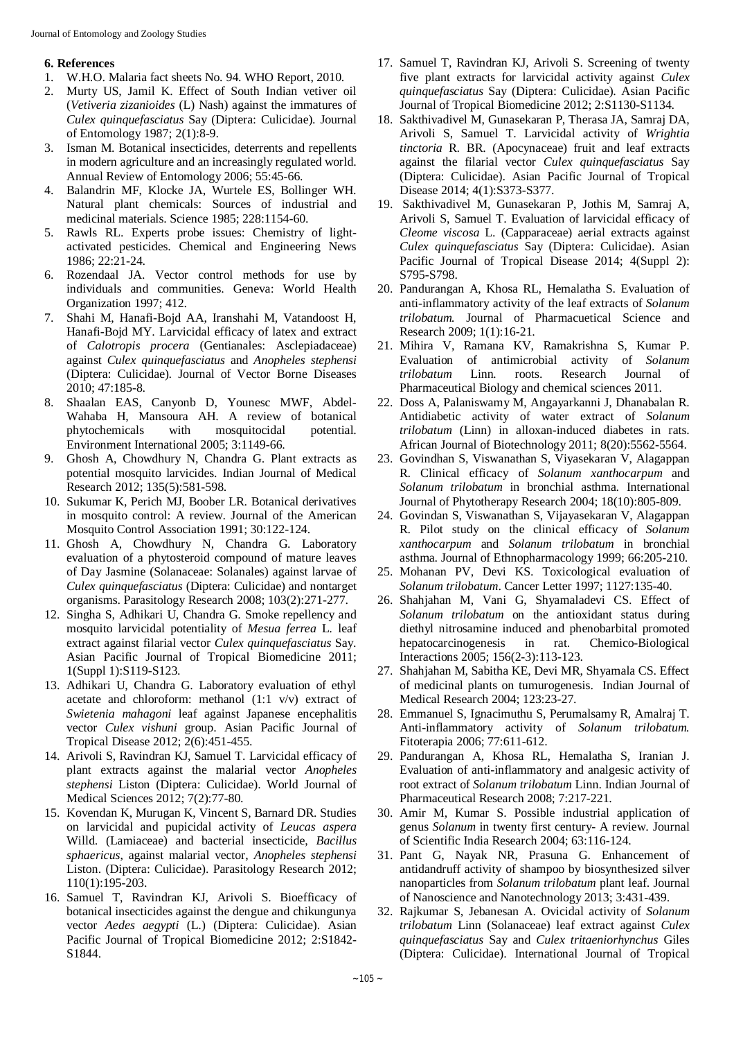## 6. References

1. W.H.O. Malaria fact sheets No. 94. WHO Report, 2010.
2. Murty US, Jamil K. Effect of South Indian vetiver oil (*Vetiveria zizanioides* (L) Nash) against the immatures of *Culex quinquefasciatus* Say (Diptera: Culicidae). Journal of Entomology 1987; 2(1):8-9.
3. Isman M. Botanical insecticides, deterrents and repellents in modern agriculture and an increasingly regulated world. Annual Review of Entomology 2006; 55:45-66.
4. Balandrin MF, Klocke JA, Wurtele ES, Bollinger WH. Natural plant chemicals: Sources of industrial and medicinal materials. Science 1985; 228:1154-60.
5. Rawls RL. Experts probe issues: Chemistry of light-activated pesticides. Chemical and Engineering News 1986; 22:21-24.
6. Rozendaal JA. Vector control methods for use by individuals and communities. Geneva: World Health Organization 1997; 412.
7. Shahi M, Hanafi-Bojd AA, Iranshahi M, Vatandoost H, Hanafi-Bojd MY. Larvicidal efficacy of latex and extract of *Calotropis procera* (Gentianales: Asclepiadaceae) against *Culex quinquefasciatus* and *Anopheles stephensi* (Diptera: Culicidae). Journal of Vector Borne Diseases 2010; 47:185-8.
8. Shaalan EAS, Canyonb D, Younesc MWF, Abdel-Wahaba H, Mansoura AH. A review of botanical phytochemicals with mosquitocidal potential. Environment International 2005; 3:1149-66.
9. Ghosh A, Chowdhury N, Chandra G. Plant extracts as potential mosquito larvicides. Indian Journal of Medical Research 2012; 135(5):581-598.
10. Sukumar K, Perich MJ, Boober LR. Botanical derivatives in mosquito control: A review. Journal of the American Mosquito Control Association 1991; 30:122-124.
11. Ghosh A, Chowdhury N, Chandra G. Laboratory evaluation of a phytosteroid compound of mature leaves of Day Jasmine (Solanaceae: Solanales) against larvae of *Culex quinquefasciatus* (Diptera: Culicidae) and nontarget organisms. Parasitology Research 2008; 103(2):271-277.
12. Singha S, Adhikari U, Chandra G. Smoke repellency and mosquito larvicidal potentiality of *Mesua ferrea* L. leaf extract against filarial vector *Culex quinquefasciatus* Say. Asian Pacific Journal of Tropical Biomedicine 2011; 1(Suppl 1):S119-S123.
13. Adhikari U, Chandra G. Laboratory evaluation of ethyl acetate and chloroform: methanol (1:1 v/v) extract of *Swietenia mahagoni* leaf against Japanese encephalitis vector *Culex vishuni* group. Asian Pacific Journal of Tropical Disease 2012; 2(6):451-455.
14. Arivoli S, Ravindran KJ, Samuel T. Larvicidal efficacy of plant extracts against the malarial vector *Anopheles stephensi* Liston (Diptera: Culicidae). World Journal of Medical Sciences 2012; 7(2):77-80.
15. Kovendan K, Murugan K, Vincent S, Barnard DR. Studies on larvicidal and pupicidal activity of *Leucas aspera* Willd. (Lamiaceae) and bacterial insecticide, *Bacillus sphaericus*, against malarial vector, *Anopheles stephensi* Liston. (Diptera: Culicidae). Parasitology Research 2012; 110(1):195-203.
16. Samuel T, Ravindran KJ, Arivoli S. Bioefficacy of botanical insecticides against the dengue and chikungunya vector *Aedes aegypti* (L.) (Diptera: Culicidae). Asian Pacific Journal of Tropical Biomedicine 2012; 2:S1842-S1844.
17. Samuel T, Ravindran KJ, Arivoli S. Screening of twenty five plant extracts for larvicidal activity against *Culex quinquefasciatus* Say (Diptera: Culicidae). Asian Pacific Journal of Tropical Biomedicine 2012; 2:S1130-S1134.
18. Sakthivadivel M, Gunasekaran P, Therasa JA, Samraj DA, Arivoli S, Samuel T. Larvicidal activity of *Wrightia tinctoria* R. BR. (Apocynaceae) fruit and leaf extracts against the filarial vector *Culex quinquefasciatus* Say (Diptera: Culicidae). Asian Pacific Journal of Tropical Disease 2014; 4(1):S373-S377.
19. Sakthivadivel M, Gunasekaran P, Jothis M, Samraj A, Arivoli S, Samuel T. Evaluation of larvicidal efficacy of *Cleome viscosa* L. (Capparaceae) aerial extracts against *Culex quinquefasciatus* Say (Diptera: Culicidae). Asian Pacific Journal of Tropical Disease 2014; 4(Suppl 2): S795-S798.
20. Pandurangan A, Khosa RL, Hemalatha S. Evaluation of anti-inflammatory activity of the leaf extracts of *Solanum trilobatum*. Journal of Pharmacuetical Science and Research 2009; 1(1):16-21.
21. Mihira V, Ramana KV, Ramakrishna S, Kumar P. Evaluation of antimicrobial activity of *Solanum trilobatum* Linn. roots. Research Journal of Pharmaceutical Biology and chemical sciences 2011.
22. Doss A, Palaniswamy M, Angayarkanni J, Dhanabalan R. Antidiabetic activity of water extract of *Solanum trilobatum* (Linn) in alloxan-induced diabetes in rats. African Journal of Biotechnology 2011; 8(20):5562-5564.
23. Govindhan S, Viswanathan S, Viyasekaran V, Alagappan R. Clinical efficacy of *Solanum xanthocarpum* and *Solanum trilobatum* in bronchial asthma. International Journal of Phytotherapy Research 2004; 18(10):805-809.
24. Govindan S, Viswanathan S, Vijayasekaran V, Alagappan R. Pilot study on the clinical efficacy of *Solanum xanthocarpum* and *Solanum trilobatum* in bronchial asthma. Journal of Ethnopharmacology 1999; 66:205-210.
25. Mohanan PV, Devi KS. Toxicological evaluation of *Solanum trilobatum*. Cancer Letter 1997; 1127:135-40.
26. Shahjahan M, Vani G, Shyamaladevi CS. Effect of *Solanum trilobatum* on the antioxidant status during diethyl nitrosamine induced and phenobarbital promoted hepatocarcinogenesis in rat. Chemico-Biological Interactions 2005; 156(2-3):113-123.
27. Shahjahan M, Sabitha KE, Devi MR, Shyamala CS. Effect of medicinal plants on tumurogenesis. Indian Journal of Medical Research 2004; 123:23-27.
28. Emmanuel S, Ignacimuthu S, Perumalsamy R, Amalraj T. Anti-inflammatory activity of *Solanum trilobatum*. Fitoterapia 2006; 77:611-612.
29. Pandurangan A, Khosa RL, Hemalatha S, Iranian J. Evaluation of anti-inflammatory and analgesic activity of root extract of *Solanum trilobatum* Linn. Indian Journal of Pharmaceutical Research 2008; 7:217-221.
30. Amir M, Kumar S. Possible industrial application of genus *Solanum* in twenty first century- A review. Journal of Scientific India Research 2004; 63:116-124.
31. Pant G, Nayak NR, Prasuna G. Enhancement of antidandruff activity of shampoo by biosynthesized silver nanoparticles from *Solanum trilobatum* plant leaf. Journal of Nanoscience and Nanotechnology 2013; 3:431-439.
32. Rajkumar S, Jebanesan A. Ovicidal activity of *Solanum trilobatum* Linn (Solanaceae) leaf extract against *Culex quinquefasciatus* Say and *Culex tritaeniorhynchus* Giles (Diptera: Culicidae). International Journal of Tropical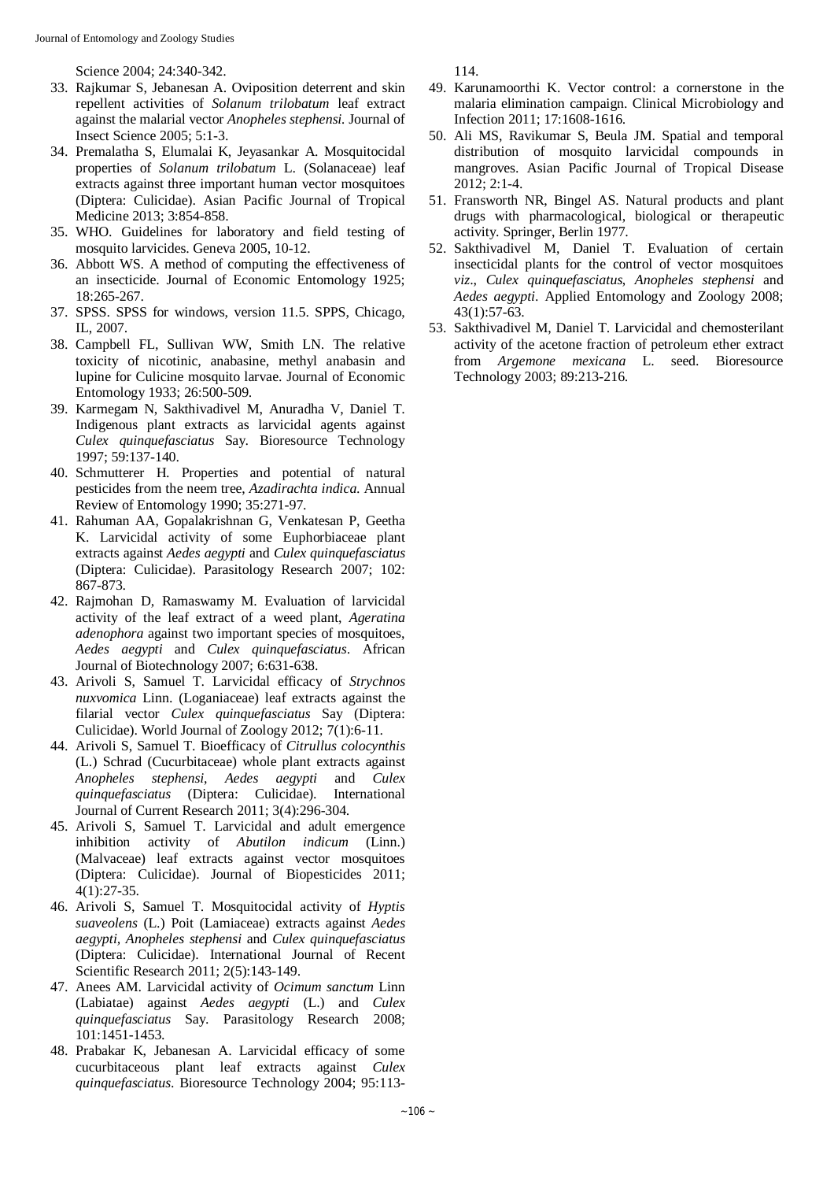Science 2004; 24:340-342.

33. Rajkumar S, Jebanesan A. Oviposition deterrent and skin repellent activities of *Solanum trilobatum* leaf extract against the malarial vector *Anopheles stephensi*. Journal of Insect Science 2005; 5:1-3.
34. Premalatha S, Elumalai K, Jeyasankar A. Mosquitocidal properties of *Solanum trilobatum* L. (Solanaceae) leaf extracts against three important human vector mosquitoes (Diptera: Culicidae). Asian Pacific Journal of Tropical Medicine 2013; 3:854-858.
35. WHO. Guidelines for laboratory and field testing of mosquito larvicides. Geneva 2005, 10-12.
36. Abbott WS. A method of computing the effectiveness of an insecticide. Journal of Economic Entomology 1925; 18:265-267.
37. SPSS. SPSS for windows, version 11.5. SPPS, Chicago, IL, 2007.
38. Campbell FL, Sullivan WW, Smith LN. The relative toxicity of nicotinic, anabasine, methyl anabasin and lupine for Culicine mosquito larvae. Journal of Economic Entomology 1933; 26:500-509.
39. Karmegam N, Sakthivadivel M, Anuradha V, Daniel T. Indigenous plant extracts as larvicidal agents against *Culex quinquefasciatus* Say. Bioresource Technology 1997; 59:137-140.
40. Schmutterer H. Properties and potential of natural pesticides from the neem tree, *Azadirachta indica*. Annual Review of Entomology 1990; 35:271-97.
41. Rahuman AA, Gopalakrishnan G, Venkatesan P, Geetha K. Larvicidal activity of some Euphorbiaceae plant extracts against *Aedes aegypti* and *Culex quinquefasciatus* (Diptera: Culicidae). Parasitology Research 2007; 102: 867-873.
42. Rajmohan D, Ramaswamy M. Evaluation of larvicidal activity of the leaf extract of a weed plant, *Ageratina adenophora* against two important species of mosquitoes, *Aedes aegypti* and *Culex quinquefasciatus*. African Journal of Biotechnology 2007; 6:631-638.
43. Arivoli S, Samuel T. Larvicidal efficacy of *Strychnos nuxvomica* Linn. (Loganiaceae) leaf extracts against the filarial vector *Culex quinquefasciatus* Say (Diptera: Culicidae). World Journal of Zoology 2012; 7(1):6-11.
44. Arivoli S, Samuel T. Bioefficacy of *Citrullus colocynthis* (L.) Schrad (Cucurbitaceae) whole plant extracts against *Anopheles stephensi*, *Aedes aegypti* and *Culex quinquefasciatus* (Diptera: Culicidae). International Journal of Current Research 2011; 3(4):296-304.
45. Arivoli S, Samuel T. Larvicidal and adult emergence inhibition activity of *Abutilon indicum* (Linn.) (Malvaceae) leaf extracts against vector mosquitoes (Diptera: Culicidae). Journal of Biopesticides 2011; 4(1):27-35.
46. Arivoli S, Samuel T. Mosquitocidal activity of *Hyptis suaveolens* (L.) Poit (Lamiaceae) extracts against *Aedes aegypti*, *Anopheles stephensi* and *Culex quinquefasciatus* (Diptera: Culicidae). International Journal of Recent Scientific Research 2011; 2(5):143-149.
47. Anees AM. Larvicidal activity of *Ocimum sanctum* Linn (Labiatae) against *Aedes aegypti* (L.) and *Culex quinquefasciatus* Say. Parasitology Research 2008; 101:1451-1453.
48. Prabakar K, Jebanesan A. Larvicidal efficacy of some cucurbitaceous plant leaf extracts against *Culex quinquefasciatus*. Bioresource Technology 2004; 95:113-114.
49. Karunamoorthi K. Vector control: a cornerstone in the malaria elimination campaign. Clinical Microbiology and Infection 2011; 17:1608-1616.
50. Ali MS, Ravikumar S, Beula JM. Spatial and temporal distribution of mosquito larvicidal compounds in mangroves. Asian Pacific Journal of Tropical Disease 2012; 2:1-4.
51. Fransworth NR, Bingel AS. Natural products and plant drugs with pharmacological, biological or therapeutic activity. Springer, Berlin 1977.
52. Sakthivadivel M, Daniel T. Evaluation of certain insecticidal plants for the control of vector mosquitoes *viz*., *Culex quinquefasciatus*, *Anopheles stephensi* and *Aedes aegypti*. Applied Entomology and Zoology 2008; 43(1):57-63.
53. Sakthivadivel M, Daniel T. Larvicidal and chemosterilant activity of the acetone fraction of petroleum ether extract from *Argemone mexicana* L. seed. Bioresource Technology 2003; 89:213-216.